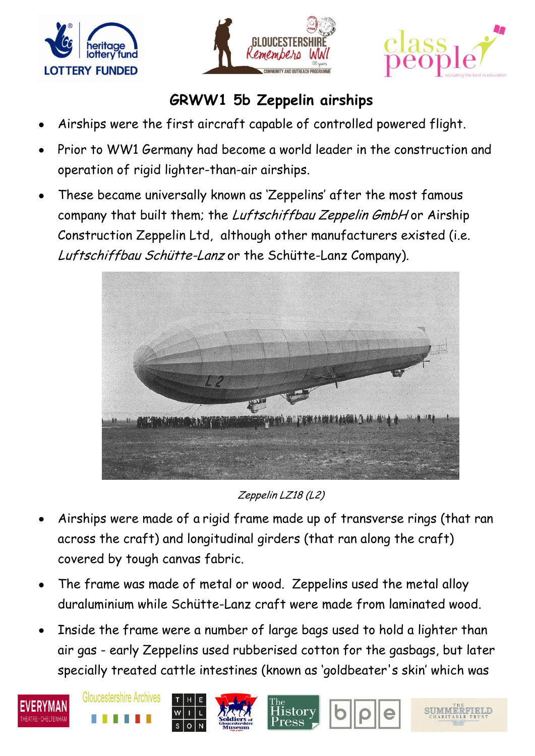# GRWW1 5b Zeppelin airships

- Airships were the first aircraft capable of controlled powered flight.
- Prior to WW1 Germany had become a world leader in the construction and operation of rigid lighter-than-air airships.
- These became universally known as 'Zeppelins' after the most famous company that built them; the *Luftschiffbau Zeppelin GmbH* or Airship Construction Zeppelin Ltd, although other manufacturers existed (i.e. *Luftschiffbau Schütte-Lanz* or the Schütte-Lanz Company).

*Zeppelin LZ18 (L2)*

- Airships were made of a rigid frame made up of transverse rings (that ran across the craft) and longitudinal girders (that ran along the craft) covered by tough canvas fabric.
- The frame was made of metal or wood. Zeppelins used the metal alloy duraluminium while Schütte-Lanz craft were made from laminated wood.
- Inside the frame were a number of large bags used to hold a lighter than air gas - early Zeppelins used rubberised cotton for the gasbags, but later specially treated cattle intestines (known as 'goldbeater's skin' which was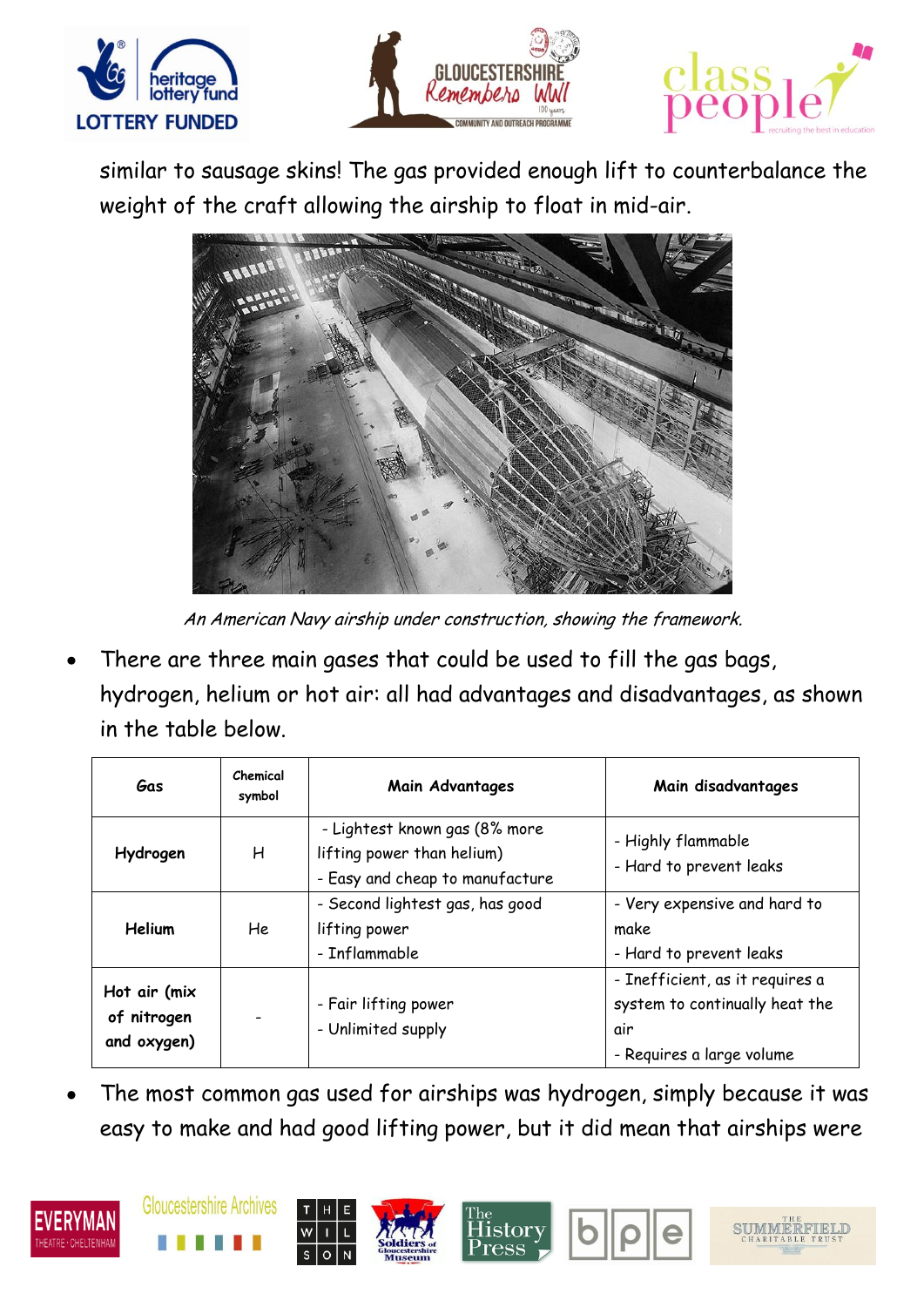similar to sausage skins! The gas provided enough lift to counterbalance the weight of the craft allowing the airship to float in mid-air.

*An American Navy airship under construction, showing the framework.*

- There are three main gases that could be used to fill the gas bags, hydrogen, helium or hot air: all had advantages and disadvantages, as shown in the table below.

| Gas | Chemical symbol | Main Advantages | Main disadvantages |
|---|---|---|---|
| **Hydrogen** | H | - Lightest known gas (8% more lifting power than helium)<br>- Easy and cheap to manufacture | - Highly flammable<br>- Hard to prevent leaks |
| **Helium** | He | - Second lightest gas, has good lifting power<br>- Inflammable | - Very expensive and hard to make<br>- Hard to prevent leaks |
| **Hot air (mix of nitrogen and oxygen)** | - | - Fair lifting power<br>- Unlimited supply | - Inefficient, as it requires a system to continually heat the air<br>- Requires a large volume |

- The most common gas used for airships was hydrogen, simply because it was easy to make and had good lifting power, but it did mean that airships were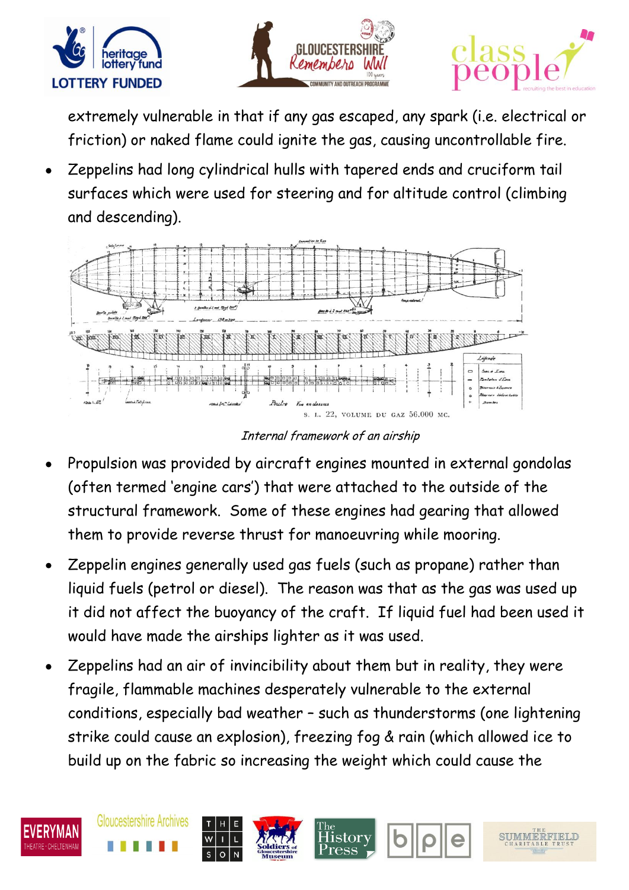extremely vulnerable in that if any gas escaped, any spark (i.e. electrical or friction) or naked flame could ignite the gas, causing uncontrollable fire.

- Zeppelins had long cylindrical hulls with tapered ends and cruciform tail surfaces which were used for steering and for altitude control (climbing and descending).

*Internal framework of an airship*

- Propulsion was provided by aircraft engines mounted in external gondolas (often termed 'engine cars') that were attached to the outside of the structural framework. Some of these engines had gearing that allowed them to provide reverse thrust for manoeuvring while mooring.
- Zeppelin engines generally used gas fuels (such as propane) rather than liquid fuels (petrol or diesel). The reason was that as the gas was used up it did not affect the buoyancy of the craft. If liquid fuel had been used it would have made the airships lighter as it was used.
- Zeppelins had an air of invincibility about them but in reality, they were fragile, flammable machines desperately vulnerable to the external conditions, especially bad weather – such as thunderstorms (one lightening strike could cause an explosion), freezing fog & rain (which allowed ice to build up on the fabric so increasing the weight which could cause the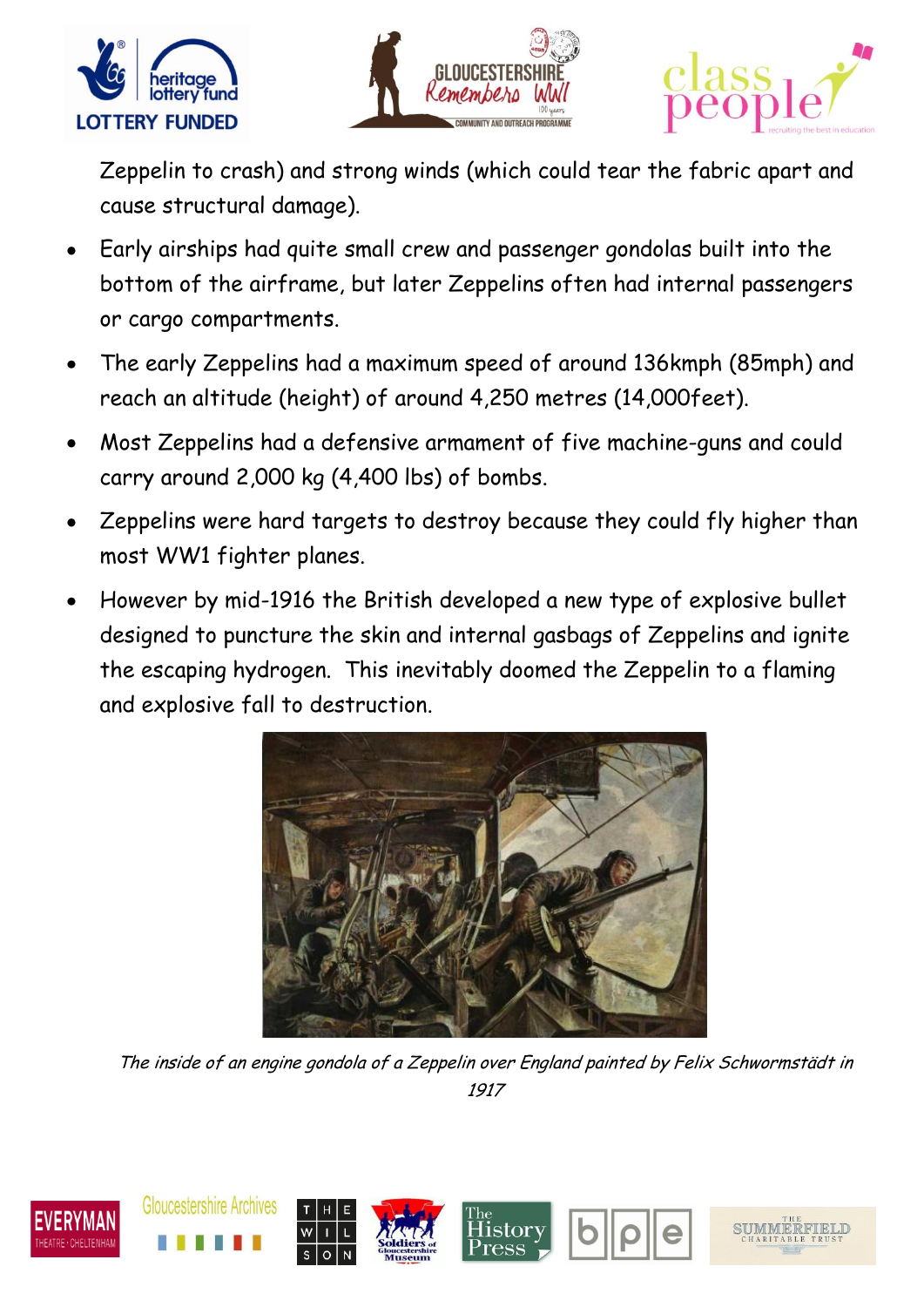Zeppelin to crash) and strong winds (which could tear the fabric apart and cause structural damage).

- Early airships had quite small crew and passenger gondolas built into the bottom of the airframe, but later Zeppelins often had internal passengers or cargo compartments.
- The early Zeppelins had a maximum speed of around 136kmph (85mph) and reach an altitude (height) of around 4,250 metres (14,000feet).
- Most Zeppelins had a defensive armament of five machine-guns and could carry around 2,000 kg (4,400 lbs) of bombs.
- Zeppelins were hard targets to destroy because they could fly higher than most WW1 fighter planes.
- However by mid-1916 the British developed a new type of explosive bullet designed to puncture the skin and internal gasbags of Zeppelins and ignite the escaping hydrogen. This inevitably doomed the Zeppelin to a flaming and explosive fall to destruction.

*The inside of an engine gondola of a Zeppelin over England painted by Felix Schwormstädt in 1917*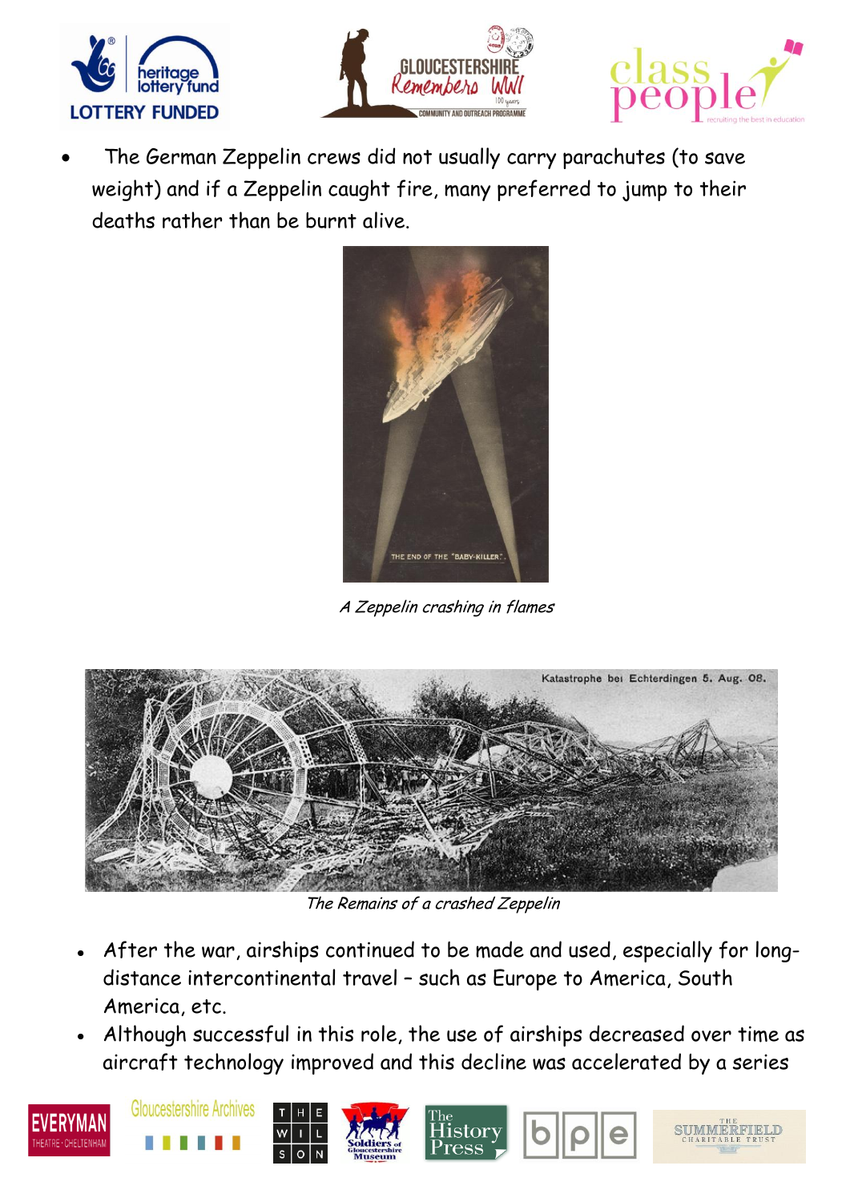- The German Zeppelin crews did not usually carry parachutes (to save weight) and if a Zeppelin caught fire, many preferred to jump to their deaths rather than be burnt alive.

*A Zeppelin crashing in flames*

*The Remains of a crashed Zeppelin*

- After the war, airships continued to be made and used, especially for long-distance intercontinental travel – such as Europe to America, South America, etc.
- Although successful in this role, the use of airships decreased over time as aircraft technology improved and this decline was accelerated by a series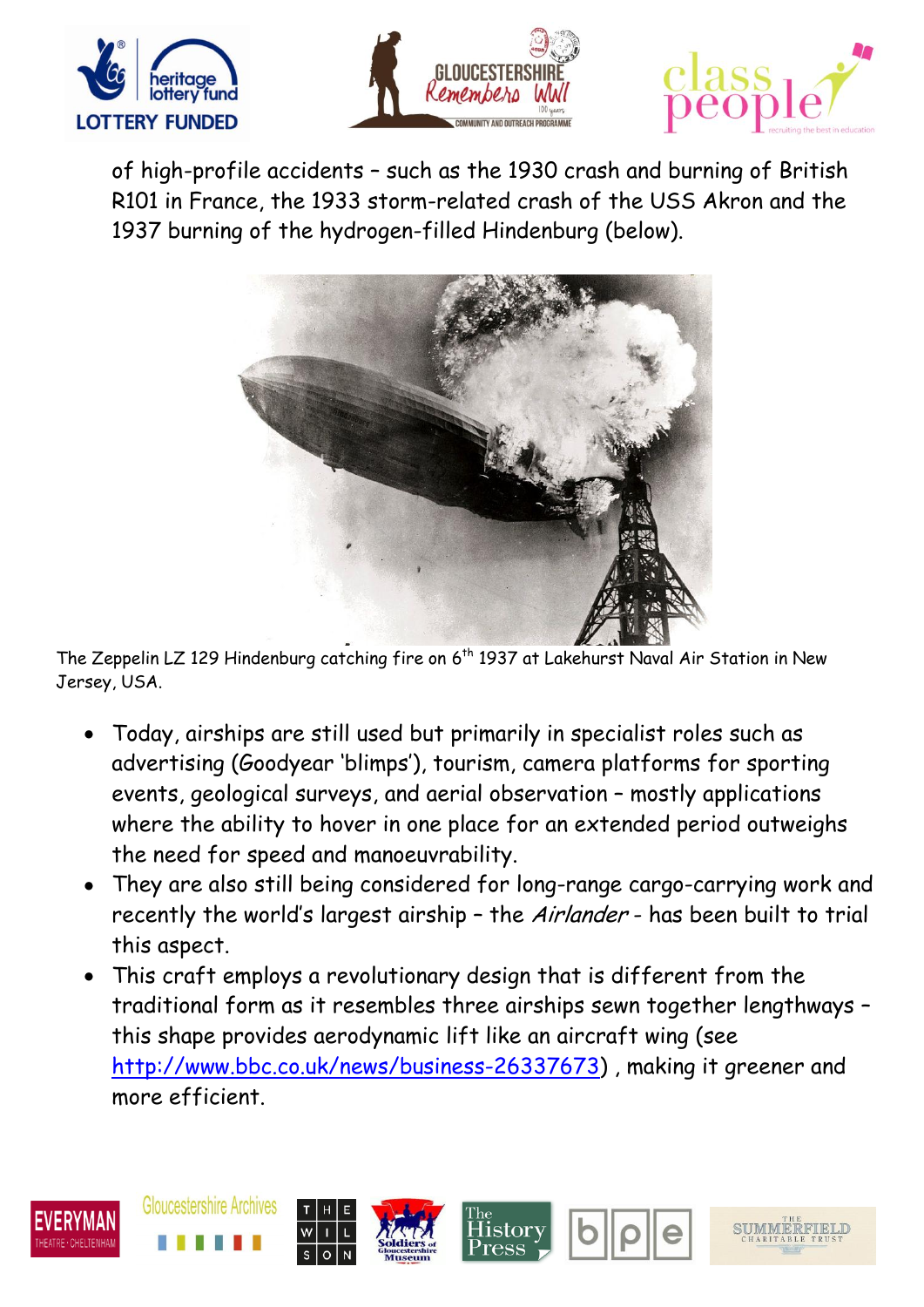of high-profile accidents – such as the 1930 crash and burning of British R101 in France, the 1933 storm-related crash of the USS Akron and the 1937 burning of the hydrogen-filled Hindenburg (below).

The Zeppelin LZ 129 Hindenburg catching fire on 6th 1937 at Lakehurst Naval Air Station in New Jersey, USA.

- Today, airships are still used but primarily in specialist roles such as advertising (Goodyear 'blimps'), tourism, camera platforms for sporting events, geological surveys, and aerial observation – mostly applications where the ability to hover in one place for an extended period outweighs the need for speed and manoeuvrability.
- They are also still being considered for long-range cargo-carrying work and recently the world's largest airship – the *Airlander* - has been built to trial this aspect.
- This craft employs a revolutionary design that is different from the traditional form as it resembles three airships sewn together lengthways – this shape provides aerodynamic lift like an aircraft wing (see http://www.bbc.co.uk/news/business-26337673) , making it greener and more efficient.